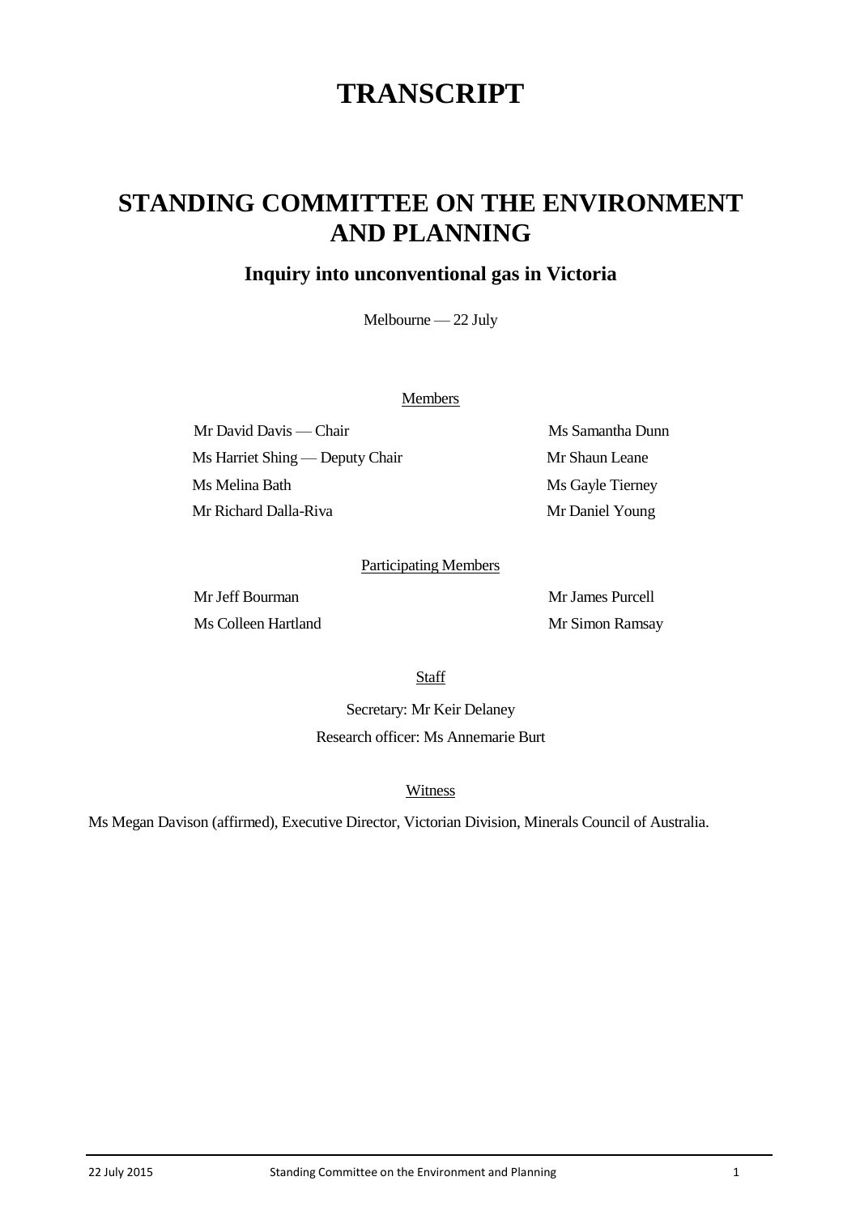# TRANSCRIPT

## STANDING COMMITTEE ON THE ENVIRONMENT AND PLANNING

### Inquiry into unconventional gas in Victoria

Melbourne — 22 July

Members

Mr David Davis — Chair

Ms Harriet Shing — Deputy Chair

Ms Melina Bath

Mr Richard Dalla-Riva

Ms Samantha Dunn

Mr Shaun Leane

Ms Gayle Tierney

Mr Daniel Young

Participating Members

Mr Jeff Bourman

Ms Colleen Hartland

Mr James Purcell

Mr Simon Ramsay

Staff

Secretary: Mr Keir Delaney

Research officer: Ms Annemarie Burt

Witness

Ms Megan Davison (affirmed), Executive Director, Victorian Division, Minerals Council of Australia.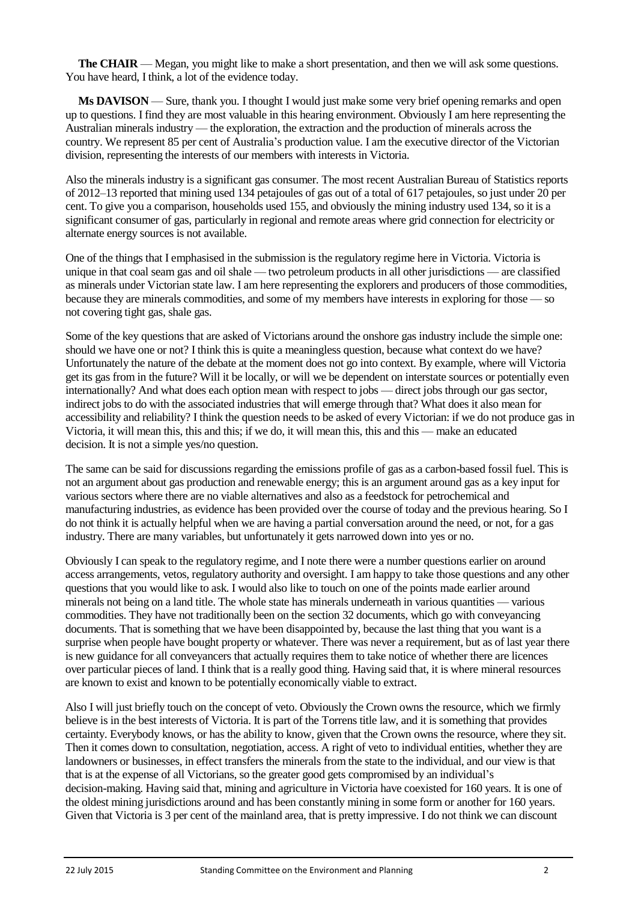**The CHAIR** — Megan, you might like to make a short presentation, and then we will ask some questions. You have heard, I think, a lot of the evidence today.

**Ms DAVISON** — Sure, thank you. I thought I would just make some very brief opening remarks and open up to questions. I find they are most valuable in this hearing environment. Obviously I am here representing the Australian minerals industry — the exploration, the extraction and the production of minerals across the country. We represent 85 per cent of Australia's production value. I am the executive director of the Victorian division, representing the interests of our members with interests in Victoria.

Also the minerals industry is a significant gas consumer. The most recent Australian Bureau of Statistics reports of 2012–13 reported that mining used 134 petajoules of gas out of a total of 617 petajoules, so just under 20 per cent. To give you a comparison, households used 155, and obviously the mining industry used 134, so it is a significant consumer of gas, particularly in regional and remote areas where grid connection for electricity or alternate energy sources is not available.

One of the things that I emphasised in the submission is the regulatory regime here in Victoria. Victoria is unique in that coal seam gas and oil shale — two petroleum products in all other jurisdictions — are classified as minerals under Victorian state law. I am here representing the explorers and producers of those commodities, because they are minerals commodities, and some of my members have interests in exploring for those — so not covering tight gas, shale gas.

Some of the key questions that are asked of Victorians around the onshore gas industry include the simple one: should we have one or not? I think this is quite a meaningless question, because what context do we have? Unfortunately the nature of the debate at the moment does not go into context. By example, where will Victoria get its gas from in the future? Will it be locally, or will we be dependent on interstate sources or potentially even internationally? And what does each option mean with respect to jobs — direct jobs through our gas sector, indirect jobs to do with the associated industries that will emerge through that? What does it also mean for accessibility and reliability? I think the question needs to be asked of every Victorian: if we do not produce gas in Victoria, it will mean this, this and this; if we do, it will mean this, this and this — make an educated decision. It is not a simple yes/no question.

The same can be said for discussions regarding the emissions profile of gas as a carbon-based fossil fuel. This is not an argument about gas production and renewable energy; this is an argument around gas as a key input for various sectors where there are no viable alternatives and also as a feedstock for petrochemical and manufacturing industries, as evidence has been provided over the course of today and the previous hearing. So I do not think it is actually helpful when we are having a partial conversation around the need, or not, for a gas industry. There are many variables, but unfortunately it gets narrowed down into yes or no.

Obviously I can speak to the regulatory regime, and I note there were a number questions earlier on around access arrangements, vetos, regulatory authority and oversight. I am happy to take those questions and any other questions that you would like to ask. I would also like to touch on one of the points made earlier around minerals not being on a land title. The whole state has minerals underneath in various quantities — various commodities. They have not traditionally been on the section 32 documents, which go with conveyancing documents. That is something that we have been disappointed by, because the last thing that you want is a surprise when people have bought property or whatever. There was never a requirement, but as of last year there is new guidance for all conveyancers that actually requires them to take notice of whether there are licences over particular pieces of land. I think that is a really good thing. Having said that, it is where mineral resources are known to exist and known to be potentially economically viable to extract.

Also I will just briefly touch on the concept of veto. Obviously the Crown owns the resource, which we firmly believe is in the best interests of Victoria. It is part of the Torrens title law, and it is something that provides certainty. Everybody knows, or has the ability to know, given that the Crown owns the resource, where they sit. Then it comes down to consultation, negotiation, access. A right of veto to individual entities, whether they are landowners or businesses, in effect transfers the minerals from the state to the individual, and our view is that that is at the expense of all Victorians, so the greater good gets compromised by an individual's decision-making. Having said that, mining and agriculture in Victoria have coexisted for 160 years. It is one of the oldest mining jurisdictions around and has been constantly mining in some form or another for 160 years. Given that Victoria is 3 per cent of the mainland area, that is pretty impressive. I do not think we can discount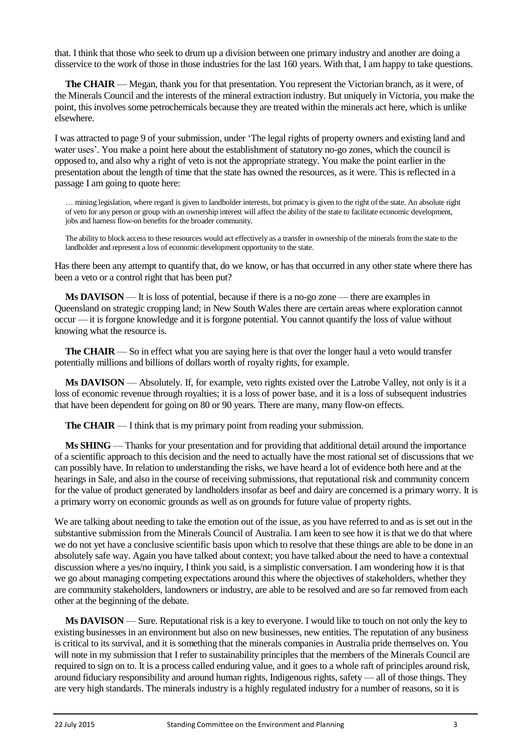that. I think that those who seek to drum up a division between one primary industry and another are doing a disservice to the work of those in those industries for the last 160 years. With that, I am happy to take questions.

**The CHAIR** — Megan, thank you for that presentation. You represent the Victorian branch, as it were, of the Minerals Council and the interests of the mineral extraction industry. But uniquely in Victoria, you make the point, this involves some petrochemicals because they are treated within the minerals act here, which is unlike elsewhere.

I was attracted to page 9 of your submission, under 'The legal rights of property owners and existing land and water uses'. You make a point here about the establishment of statutory no-go zones, which the council is opposed to, and also why a right of veto is not the appropriate strategy. You make the point earlier in the presentation about the length of time that the state has owned the resources, as it were. This is reflected in a passage I am going to quote here:

> … mining legislation, where regard is given to landholder interests, but primacy is given to the right of the state. An absolute right of veto for any person or group with an ownership interest will affect the ability of the state to facilitate economic development, jobs and harness flow-on benefits for the broader community.
>
> The ability to block access to these resources would act effectively as a transfer in ownership of the minerals from the state to the landholder and represent a loss of economic development opportunity to the state.

Has there been any attempt to quantify that, do we know, or has that occurred in any other state where there has been a veto or a control right that has been put?

**Ms DAVISON** — It is loss of potential, because if there is a no-go zone — there are examples in Queensland on strategic cropping land; in New South Wales there are certain areas where exploration cannot occur — it is forgone knowledge and it is forgone potential. You cannot quantify the loss of value without knowing what the resource is.

**The CHAIR** — So in effect what you are saying here is that over the longer haul a veto would transfer potentially millions and billions of dollars worth of royalty rights, for example.

**Ms DAVISON** — Absolutely. If, for example, veto rights existed over the Latrobe Valley, not only is it a loss of economic revenue through royalties; it is a loss of power base, and it is a loss of subsequent industries that have been dependent for going on 80 or 90 years. There are many, many flow-on effects.

**The CHAIR** — I think that is my primary point from reading your submission.

**Ms SHING** — Thanks for your presentation and for providing that additional detail around the importance of a scientific approach to this decision and the need to actually have the most rational set of discussions that we can possibly have. In relation to understanding the risks, we have heard a lot of evidence both here and at the hearings in Sale, and also in the course of receiving submissions, that reputational risk and community concern for the value of product generated by landholders insofar as beef and dairy are concerned is a primary worry. It is a primary worry on economic grounds as well as on grounds for future value of property rights.

We are talking about needing to take the emotion out of the issue, as you have referred to and as is set out in the substantive submission from the Minerals Council of Australia. I am keen to see how it is that we do that where we do not yet have a conclusive scientific basis upon which to resolve that these things are able to be done in an absolutely safe way. Again you have talked about context; you have talked about the need to have a contextual discussion where a yes/no inquiry, I think you said, is a simplistic conversation. I am wondering how it is that we go about managing competing expectations around this where the objectives of stakeholders, whether they are community stakeholders, landowners or industry, are able to be resolved and are so far removed from each other at the beginning of the debate.

**Ms DAVISON** — Sure. Reputational risk is a key to everyone. I would like to touch on not only the key to existing businesses in an environment but also on new businesses, new entities. The reputation of any business is critical to its survival, and it is something that the minerals companies in Australia pride themselves on. You will note in my submission that I refer to sustainability principles that the members of the Minerals Council are required to sign on to. It is a process called enduring value, and it goes to a whole raft of principles around risk, around fiduciary responsibility and around human rights, Indigenous rights, safety — all of those things. They are very high standards. The minerals industry is a highly regulated industry for a number of reasons, so it is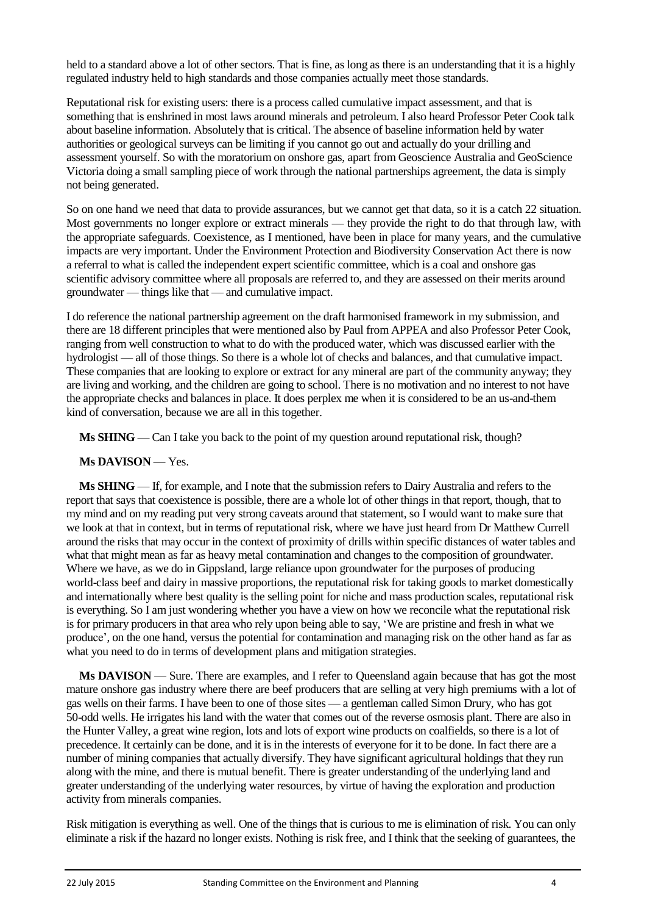held to a standard above a lot of other sectors. That is fine, as long as there is an understanding that it is a highly regulated industry held to high standards and those companies actually meet those standards.

Reputational risk for existing users: there is a process called cumulative impact assessment, and that is something that is enshrined in most laws around minerals and petroleum. I also heard Professor Peter Cook talk about baseline information. Absolutely that is critical. The absence of baseline information held by water authorities or geological surveys can be limiting if you cannot go out and actually do your drilling and assessment yourself. So with the moratorium on onshore gas, apart from Geoscience Australia and GeoScience Victoria doing a small sampling piece of work through the national partnerships agreement, the data is simply not being generated.

So on one hand we need that data to provide assurances, but we cannot get that data, so it is a catch 22 situation. Most governments no longer explore or extract minerals — they provide the right to do that through law, with the appropriate safeguards. Coexistence, as I mentioned, have been in place for many years, and the cumulative impacts are very important. Under the Environment Protection and Biodiversity Conservation Act there is now a referral to what is called the independent expert scientific committee, which is a coal and onshore gas scientific advisory committee where all proposals are referred to, and they are assessed on their merits around groundwater — things like that — and cumulative impact.

I do reference the national partnership agreement on the draft harmonised framework in my submission, and there are 18 different principles that were mentioned also by Paul from APPEA and also Professor Peter Cook, ranging from well construction to what to do with the produced water, which was discussed earlier with the hydrologist — all of those things. So there is a whole lot of checks and balances, and that cumulative impact. These companies that are looking to explore or extract for any mineral are part of the community anyway; they are living and working, and the children are going to school. There is no motivation and no interest to not have the appropriate checks and balances in place. It does perplex me when it is considered to be an us-and-them kind of conversation, because we are all in this together.

**Ms SHING** — Can I take you back to the point of my question around reputational risk, though?

**Ms DAVISON** — Yes.

**Ms SHING** — If, for example, and I note that the submission refers to Dairy Australia and refers to the report that says that coexistence is possible, there are a whole lot of other things in that report, though, that to my mind and on my reading put very strong caveats around that statement, so I would want to make sure that we look at that in context, but in terms of reputational risk, where we have just heard from Dr Matthew Currell around the risks that may occur in the context of proximity of drills within specific distances of water tables and what that might mean as far as heavy metal contamination and changes to the composition of groundwater. Where we have, as we do in Gippsland, large reliance upon groundwater for the purposes of producing world-class beef and dairy in massive proportions, the reputational risk for taking goods to market domestically and internationally where best quality is the selling point for niche and mass production scales, reputational risk is everything. So I am just wondering whether you have a view on how we reconcile what the reputational risk is for primary producers in that area who rely upon being able to say, 'We are pristine and fresh in what we produce', on the one hand, versus the potential for contamination and managing risk on the other hand as far as what you need to do in terms of development plans and mitigation strategies.

**Ms DAVISON** — Sure. There are examples, and I refer to Queensland again because that has got the most mature onshore gas industry where there are beef producers that are selling at very high premiums with a lot of gas wells on their farms. I have been to one of those sites — a gentleman called Simon Drury, who has got 50-odd wells. He irrigates his land with the water that comes out of the reverse osmosis plant. There are also in the Hunter Valley, a great wine region, lots and lots of export wine products on coalfields, so there is a lot of precedence. It certainly can be done, and it is in the interests of everyone for it to be done. In fact there are a number of mining companies that actually diversify. They have significant agricultural holdings that they run along with the mine, and there is mutual benefit. There is greater understanding of the underlying land and greater understanding of the underlying water resources, by virtue of having the exploration and production activity from minerals companies.

Risk mitigation is everything as well. One of the things that is curious to me is elimination of risk. You can only eliminate a risk if the hazard no longer exists. Nothing is risk free, and I think that the seeking of guarantees, the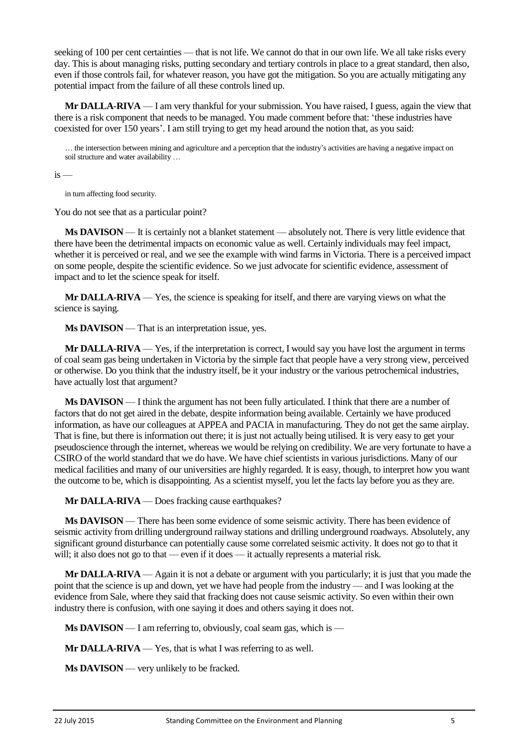seeking of 100 per cent certainties — that is not life. We cannot do that in our own life. We all take risks every day. This is about managing risks, putting secondary and tertiary controls in place to a great standard, then also, even if those controls fail, for whatever reason, you have got the mitigation. So you are actually mitigating any potential impact from the failure of all these controls lined up.

**Mr DALLA-RIVA** — I am very thankful for your submission. You have raised, I guess, again the view that there is a risk component that needs to be managed. You made comment before that: 'these industries have coexisted for over 150 years'. I am still trying to get my head around the notion that, as you said:

> … the intersection between mining and agriculture and a perception that the industry's activities are having a negative impact on soil structure and water availability …

is —

> in turn affecting food security.

You do not see that as a particular point?

**Ms DAVISON** — It is certainly not a blanket statement — absolutely not. There is very little evidence that there have been the detrimental impacts on economic value as well. Certainly individuals may feel impact, whether it is perceived or real, and we see the example with wind farms in Victoria. There is a perceived impact on some people, despite the scientific evidence. So we just advocate for scientific evidence, assessment of impact and to let the science speak for itself.

**Mr DALLA-RIVA** — Yes, the science is speaking for itself, and there are varying views on what the science is saying.

**Ms DAVISON** — That is an interpretation issue, yes.

**Mr DALLA-RIVA** — Yes, if the interpretation is correct, I would say you have lost the argument in terms of coal seam gas being undertaken in Victoria by the simple fact that people have a very strong view, perceived or otherwise. Do you think that the industry itself, be it your industry or the various petrochemical industries, have actually lost that argument?

**Ms DAVISON** — I think the argument has not been fully articulated. I think that there are a number of factors that do not get aired in the debate, despite information being available. Certainly we have produced information, as have our colleagues at APPEA and PACIA in manufacturing. They do not get the same airplay. That is fine, but there is information out there; it is just not actually being utilised. It is very easy to get your pseudoscience through the internet, whereas we would be relying on credibility. We are very fortunate to have a CSIRO of the world standard that we do have. We have chief scientists in various jurisdictions. Many of our medical facilities and many of our universities are highly regarded. It is easy, though, to interpret how you want the outcome to be, which is disappointing. As a scientist myself, you let the facts lay before you as they are.

**Mr DALLA-RIVA** — Does fracking cause earthquakes?

**Ms DAVISON** — There has been some evidence of some seismic activity. There has been evidence of seismic activity from drilling underground railway stations and drilling underground roadways. Absolutely, any significant ground disturbance can potentially cause some correlated seismic activity. It does not go to that it will; it also does not go to that — even if it does — it actually represents a material risk.

**Mr DALLA-RIVA** — Again it is not a debate or argument with you particularly; it is just that you made the point that the science is up and down, yet we have had people from the industry — and I was looking at the evidence from Sale, where they said that fracking does not cause seismic activity. So even within their own industry there is confusion, with one saying it does and others saying it does not.

**Ms DAVISON** — I am referring to, obviously, coal seam gas, which is —

**Mr DALLA-RIVA** — Yes, that is what I was referring to as well.

**Ms DAVISON** — very unlikely to be fracked.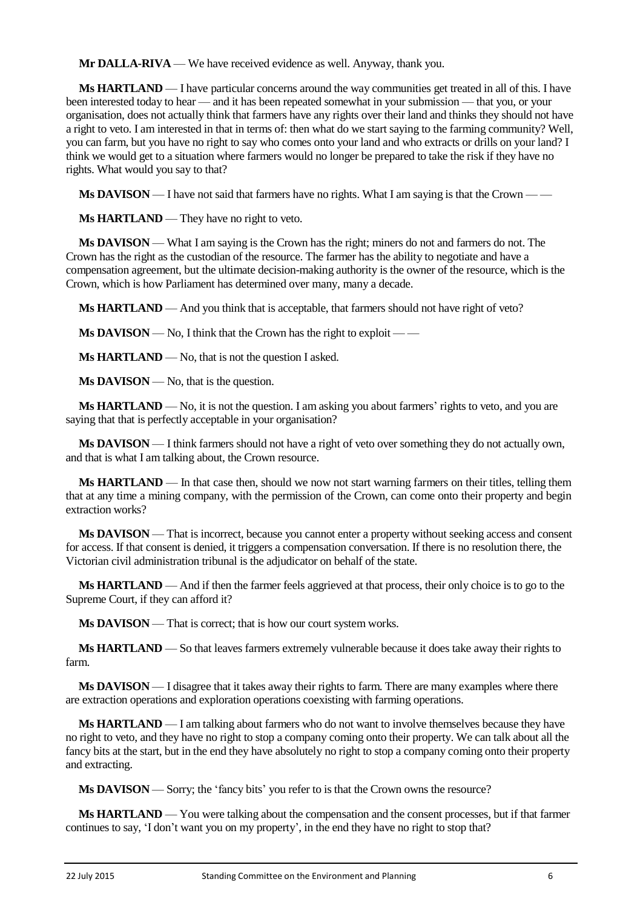**Mr DALLA-RIVA** — We have received evidence as well. Anyway, thank you.

**Ms HARTLAND** — I have particular concerns around the way communities get treated in all of this. I have been interested today to hear — and it has been repeated somewhat in your submission — that you, or your organisation, does not actually think that farmers have any rights over their land and thinks they should not have a right to veto. I am interested in that in terms of: then what do we start saying to the farming community? Well, you can farm, but you have no right to say who comes onto your land and who extracts or drills on your land? I think we would get to a situation where farmers would no longer be prepared to take the risk if they have no rights. What would you say to that?

**Ms DAVISON** — I have not said that farmers have no rights. What I am saying is that the Crown — —

**Ms HARTLAND** — They have no right to veto.

**Ms DAVISON** — What I am saying is the Crown has the right; miners do not and farmers do not. The Crown has the right as the custodian of the resource. The farmer has the ability to negotiate and have a compensation agreement, but the ultimate decision-making authority is the owner of the resource, which is the Crown, which is how Parliament has determined over many, many a decade.

**Ms HARTLAND** — And you think that is acceptable, that farmers should not have right of veto?

**Ms DAVISON** — No, I think that the Crown has the right to exploit — —

**Ms HARTLAND** — No, that is not the question I asked.

**Ms DAVISON** — No, that is the question.

**Ms HARTLAND** — No, it is not the question. I am asking you about farmers' rights to veto, and you are saying that that is perfectly acceptable in your organisation?

**Ms DAVISON** — I think farmers should not have a right of veto over something they do not actually own, and that is what I am talking about, the Crown resource.

**Ms HARTLAND** — In that case then, should we now not start warning farmers on their titles, telling them that at any time a mining company, with the permission of the Crown, can come onto their property and begin extraction works?

**Ms DAVISON** — That is incorrect, because you cannot enter a property without seeking access and consent for access. If that consent is denied, it triggers a compensation conversation. If there is no resolution there, the Victorian civil administration tribunal is the adjudicator on behalf of the state.

**Ms HARTLAND** — And if then the farmer feels aggrieved at that process, their only choice is to go to the Supreme Court, if they can afford it?

**Ms DAVISON** — That is correct; that is how our court system works.

**Ms HARTLAND** — So that leaves farmers extremely vulnerable because it does take away their rights to farm.

**Ms DAVISON** — I disagree that it takes away their rights to farm. There are many examples where there are extraction operations and exploration operations coexisting with farming operations.

**Ms HARTLAND** — I am talking about farmers who do not want to involve themselves because they have no right to veto, and they have no right to stop a company coming onto their property. We can talk about all the fancy bits at the start, but in the end they have absolutely no right to stop a company coming onto their property and extracting.

**Ms DAVISON** — Sorry; the 'fancy bits' you refer to is that the Crown owns the resource?

**Ms HARTLAND** — You were talking about the compensation and the consent processes, but if that farmer continues to say, 'I don't want you on my property', in the end they have no right to stop that?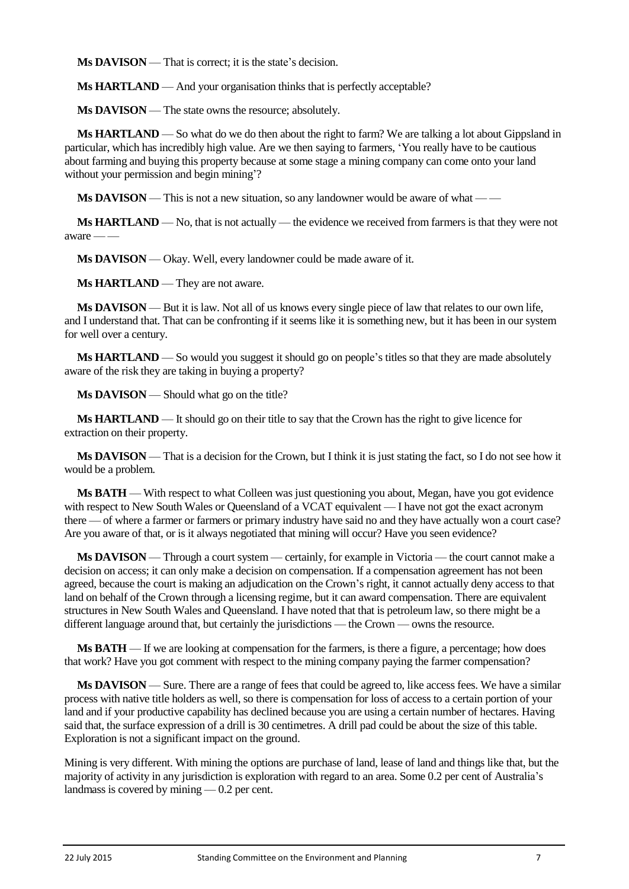**Ms DAVISON** — That is correct; it is the state's decision.

**Ms HARTLAND** — And your organisation thinks that is perfectly acceptable?

**Ms DAVISON** — The state owns the resource; absolutely.

**Ms HARTLAND** — So what do we do then about the right to farm? We are talking a lot about Gippsland in particular, which has incredibly high value. Are we then saying to farmers, 'You really have to be cautious about farming and buying this property because at some stage a mining company can come onto your land without your permission and begin mining'?

**Ms DAVISON** — This is not a new situation, so any landowner would be aware of what — —

**Ms HARTLAND** — No, that is not actually — the evidence we received from farmers is that they were not aware — —

**Ms DAVISON** — Okay. Well, every landowner could be made aware of it.

**Ms HARTLAND** — They are not aware.

**Ms DAVISON** — But it is law. Not all of us knows every single piece of law that relates to our own life, and I understand that. That can be confronting if it seems like it is something new, but it has been in our system for well over a century.

**Ms HARTLAND** — So would you suggest it should go on people's titles so that they are made absolutely aware of the risk they are taking in buying a property?

**Ms DAVISON** — Should what go on the title?

**Ms HARTLAND** — It should go on their title to say that the Crown has the right to give licence for extraction on their property.

**Ms DAVISON** — That is a decision for the Crown, but I think it is just stating the fact, so I do not see how it would be a problem.

**Ms BATH** — With respect to what Colleen was just questioning you about, Megan, have you got evidence with respect to New South Wales or Queensland of a VCAT equivalent — I have not got the exact acronym there — of where a farmer or farmers or primary industry have said no and they have actually won a court case? Are you aware of that, or is it always negotiated that mining will occur? Have you seen evidence?

**Ms DAVISON** — Through a court system — certainly, for example in Victoria — the court cannot make a decision on access; it can only make a decision on compensation. If a compensation agreement has not been agreed, because the court is making an adjudication on the Crown's right, it cannot actually deny access to that land on behalf of the Crown through a licensing regime, but it can award compensation. There are equivalent structures in New South Wales and Queensland. I have noted that that is petroleum law, so there might be a different language around that, but certainly the jurisdictions — the Crown — owns the resource.

**Ms BATH** — If we are looking at compensation for the farmers, is there a figure, a percentage; how does that work? Have you got comment with respect to the mining company paying the farmer compensation?

**Ms DAVISON** — Sure. There are a range of fees that could be agreed to, like access fees. We have a similar process with native title holders as well, so there is compensation for loss of access to a certain portion of your land and if your productive capability has declined because you are using a certain number of hectares. Having said that, the surface expression of a drill is 30 centimetres. A drill pad could be about the size of this table. Exploration is not a significant impact on the ground.

Mining is very different. With mining the options are purchase of land, lease of land and things like that, but the majority of activity in any jurisdiction is exploration with regard to an area. Some 0.2 per cent of Australia's landmass is covered by mining — 0.2 per cent.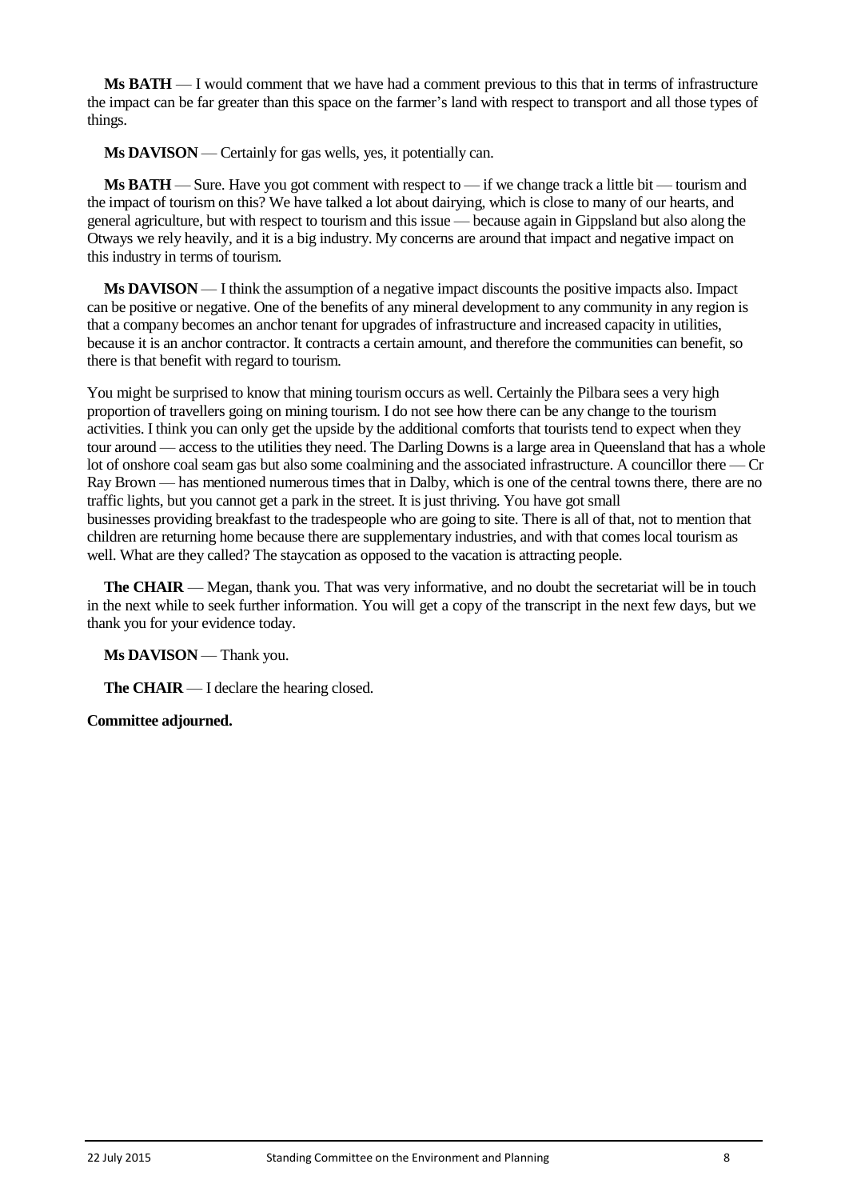**Ms BATH** — I would comment that we have had a comment previous to this that in terms of infrastructure the impact can be far greater than this space on the farmer's land with respect to transport and all those types of things.

**Ms DAVISON** — Certainly for gas wells, yes, it potentially can.

**Ms BATH** — Sure. Have you got comment with respect to — if we change track a little bit — tourism and the impact of tourism on this? We have talked a lot about dairying, which is close to many of our hearts, and general agriculture, but with respect to tourism and this issue — because again in Gippsland but also along the Otways we rely heavily, and it is a big industry. My concerns are around that impact and negative impact on this industry in terms of tourism.

**Ms DAVISON** — I think the assumption of a negative impact discounts the positive impacts also. Impact can be positive or negative. One of the benefits of any mineral development to any community in any region is that a company becomes an anchor tenant for upgrades of infrastructure and increased capacity in utilities, because it is an anchor contractor. It contracts a certain amount, and therefore the communities can benefit, so there is that benefit with regard to tourism.

You might be surprised to know that mining tourism occurs as well. Certainly the Pilbara sees a very high proportion of travellers going on mining tourism. I do not see how there can be any change to the tourism activities. I think you can only get the upside by the additional comforts that tourists tend to expect when they tour around — access to the utilities they need. The Darling Downs is a large area in Queensland that has a whole lot of onshore coal seam gas but also some coalmining and the associated infrastructure. A councillor there — Cr Ray Brown — has mentioned numerous times that in Dalby, which is one of the central towns there, there are no traffic lights, but you cannot get a park in the street. It is just thriving. You have got small businesses providing breakfast to the tradespeople who are going to site. There is all of that, not to mention that children are returning home because there are supplementary industries, and with that comes local tourism as well. What are they called? The staycation as opposed to the vacation is attracting people.

**The CHAIR** — Megan, thank you. That was very informative, and no doubt the secretariat will be in touch in the next while to seek further information. You will get a copy of the transcript in the next few days, but we thank you for your evidence today.

**Ms DAVISON** — Thank you.

**The CHAIR** — I declare the hearing closed.

**Committee adjourned.**